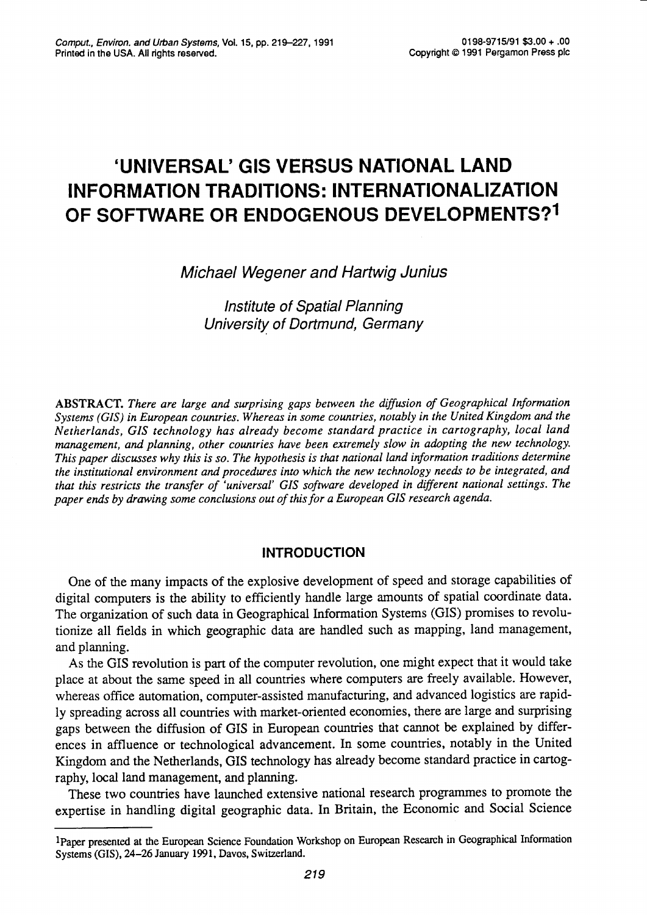# 'UNIVERSAL' GIS VERSUS NATIONAL LAND INFORMATION TRADITIONS: INTERNATIONALIZATION OF SOFTWARE OR ENDOGENOUS DEVELOPMENTS?[1]

*Michael Wegener and Hartwig Junius*

*Institute of Spatial Planning*
*University of Dortmund, Germany*

**ABSTRACT.** *There are large and surprising gaps between the diffusion of Geographical Information Systems (GIS) in European countries. Whereas in some countries, notably in the United Kingdom and the Netherlands, GIS technology has already become standard practice in cartography, local land management, and planning, other countries have been extremely slow in adopting the new technology. This paper discusses why this is so. The hypothesis is that national land information traditions determine the institutional environment and procedures into which the new technology needs to be integrated, and that this restricts the transfer of 'universal' GIS software developed in different national settings. The paper ends by drawing some conclusions out of this for a European GIS research agenda.*

## INTRODUCTION

One of the many impacts of the explosive development of speed and storage capabilities of digital computers is the ability to efficiently handle large amounts of spatial coordinate data. The organization of such data in Geographical Information Systems (GIS) promises to revolutionize all fields in which geographic data are handled such as mapping, land management, and planning.

As the GIS revolution is part of the computer revolution, one might expect that it would take place at about the same speed in all countries where computers are freely available. However, whereas office automation, computer-assisted manufacturing, and advanced logistics are rapidly spreading across all countries with market-oriented economies, there are large and surprising gaps between the diffusion of GIS in European countries that cannot be explained by differences in affluence or technological advancement. In some countries, notably in the United Kingdom and the Netherlands, GIS technology has already become standard practice in cartography, local land management, and planning.

These two countries have launched extensive national research programmes to promote the expertise in handling digital geographic data. In Britain, the Economic and Social Science

---

[1]Paper presented at the European Science Foundation Workshop on European Research in Geographical Information Systems (GIS), 24–26 January 1991, Davos, Switzerland.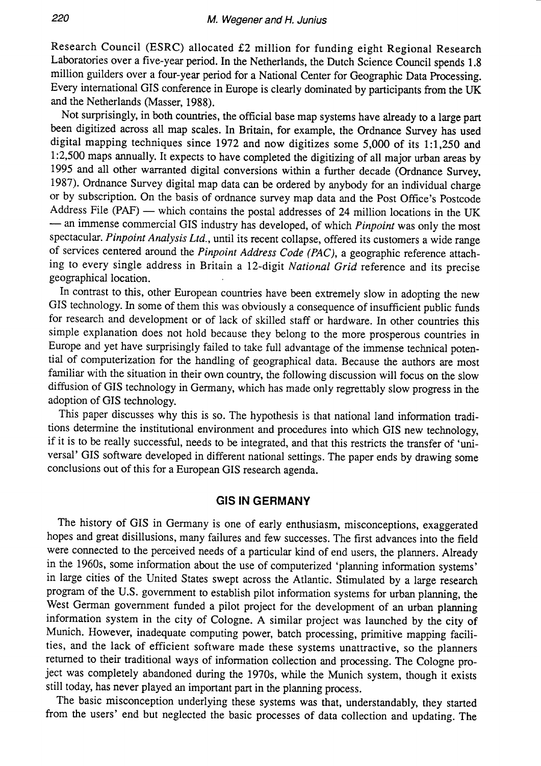Research Council (ESRC) allocated £2 million for funding eight Regional Research Laboratories over a five-year period. In the Netherlands, the Dutch Science Council spends 1.8 million guilders over a four-year period for a National Center for Geographic Data Processing. Every international GIS conference in Europe is clearly dominated by participants from the UK and the Netherlands (Masser, 1988).

Not surprisingly, in both countries, the official base map systems have already to a large part been digitized across all map scales. In Britain, for example, the Ordnance Survey has used digital mapping techniques since 1972 and now digitizes some 5,000 of its 1:1,250 and 1:2,500 maps annually. It expects to have completed the digitizing of all major urban areas by 1995 and all other warranted digital conversions within a further decade (Ordnance Survey, 1987). Ordnance Survey digital map data can be ordered by anybody for an individual charge or by subscription. On the basis of ordnance survey map data and the Post Office's Postcode Address File (PAF) — which contains the postal addresses of 24 million locations in the UK — an immense commercial GIS industry has developed, of which *Pinpoint* was only the most spectacular. *Pinpoint Analysis Ltd.*, until its recent collapse, offered its customers a wide range of services centered around the *Pinpoint Address Code (PAC)*, a geographic reference attaching to every single address in Britain a 12-digit *National Grid* reference and its precise geographical location.

In contrast to this, other European countries have been extremely slow in adopting the new GIS technology. In some of them this was obviously a consequence of insufficient public funds for research and development or of lack of skilled staff or hardware. In other countries this simple explanation does not hold because they belong to the more prosperous countries in Europe and yet have surprisingly failed to take full advantage of the immense technical potential of computerization for the handling of geographical data. Because the authors are most familiar with the situation in their own country, the following discussion will focus on the slow diffusion of GIS technology in Germany, which has made only regrettably slow progress in the adoption of GIS technology.

This paper discusses why this is so. The hypothesis is that national land information traditions determine the institutional environment and procedures into which GIS new technology, if it is to be really successful, needs to be integrated, and that this restricts the transfer of 'universal' GIS software developed in different national settings. The paper ends by drawing some conclusions out of this for a European GIS research agenda.

## GIS IN GERMANY

The history of GIS in Germany is one of early enthusiasm, misconceptions, exaggerated hopes and great disillusions, many failures and few successes. The first advances into the field were connected to the perceived needs of a particular kind of end users, the planners. Already in the 1960s, some information about the use of computerized 'planning information systems' in large cities of the United States swept across the Atlantic. Stimulated by a large research program of the U.S. government to establish pilot information systems for urban planning, the West German government funded a pilot project for the development of an urban planning information system in the city of Cologne. A similar project was launched by the city of Munich. However, inadequate computing power, batch processing, primitive mapping facilities, and the lack of efficient software made these systems unattractive, so the planners returned to their traditional ways of information collection and processing. The Cologne project was completely abandoned during the 1970s, while the Munich system, though it exists still today, has never played an important part in the planning process.

The basic misconception underlying these systems was that, understandably, they started from the users' end but neglected the basic processes of data collection and updating. The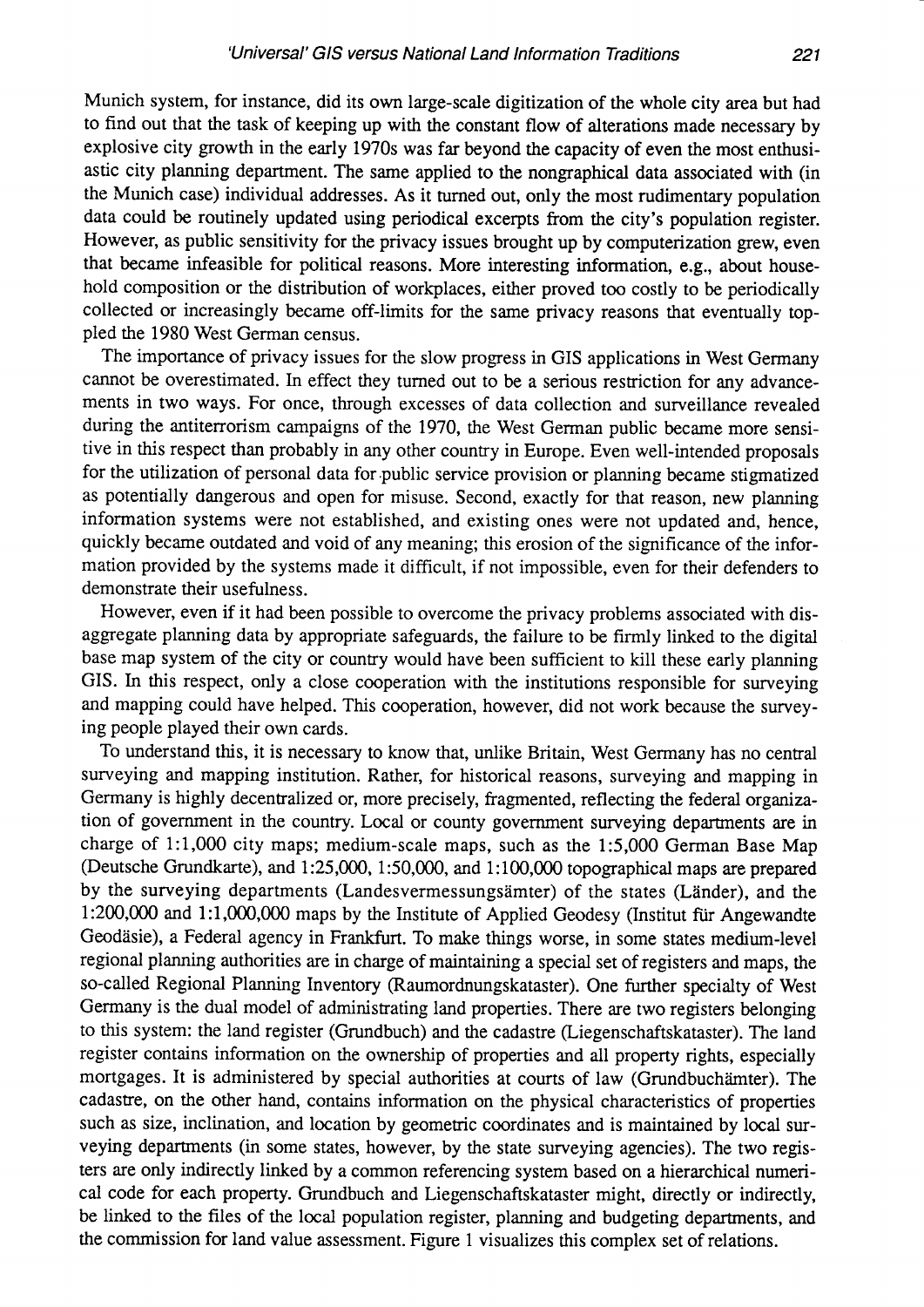Munich system, for instance, did its own large-scale digitization of the whole city area but had to find out that the task of keeping up with the constant flow of alterations made necessary by explosive city growth in the early 1970s was far beyond the capacity of even the most enthusiastic city planning department. The same applied to the nongraphical data associated with (in the Munich case) individual addresses. As it turned out, only the most rudimentary population data could be routinely updated using periodical excerpts from the city's population register. However, as public sensitivity for the privacy issues brought up by computerization grew, even that became infeasible for political reasons. More interesting information, e.g., about household composition or the distribution of workplaces, either proved too costly to be periodically collected or increasingly became off-limits for the same privacy reasons that eventually toppled the 1980 West German census.

The importance of privacy issues for the slow progress in GIS applications in West Germany cannot be overestimated. In effect they turned out to be a serious restriction for any advancements in two ways. For once, through excesses of data collection and surveillance revealed during the antiterrorism campaigns of the 1970, the West German public became more sensitive in this respect than probably in any other country in Europe. Even well-intended proposals for the utilization of personal data for public service provision or planning became stigmatized as potentially dangerous and open for misuse. Second, exactly for that reason, new planning information systems were not established, and existing ones were not updated and, hence, quickly became outdated and void of any meaning; this erosion of the significance of the information provided by the systems made it difficult, if not impossible, even for their defenders to demonstrate their usefulness.

However, even if it had been possible to overcome the privacy problems associated with disaggregate planning data by appropriate safeguards, the failure to be firmly linked to the digital base map system of the city or country would have been sufficient to kill these early planning GIS. In this respect, only a close cooperation with the institutions responsible for surveying and mapping could have helped. This cooperation, however, did not work because the surveying people played their own cards.

To understand this, it is necessary to know that, unlike Britain, West Germany has no central surveying and mapping institution. Rather, for historical reasons, surveying and mapping in Germany is highly decentralized or, more precisely, fragmented, reflecting the federal organization of government in the country. Local or county government surveying departments are in charge of 1:1,000 city maps; medium-scale maps, such as the 1:5,000 German Base Map (Deutsche Grundkarte), and 1:25,000, 1:50,000, and 1:100,000 topographical maps are prepared by the surveying departments (Landesvermessungsämter) of the states (Länder), and the 1:200,000 and 1:1,000,000 maps by the Institute of Applied Geodesy (Institut für Angewandte Geodäsie), a Federal agency in Frankfurt. To make things worse, in some states medium-level regional planning authorities are in charge of maintaining a special set of registers and maps, the so-called Regional Planning Inventory (Raumordnungskataster). One further specialty of West Germany is the dual model of administrating land properties. There are two registers belonging to this system: the land register (Grundbuch) and the cadastre (Liegenschaftskataster). The land register contains information on the ownership of properties and all property rights, especially mortgages. It is administered by special authorities at courts of law (Grundbuchämter). The cadastre, on the other hand, contains information on the physical characteristics of properties such as size, inclination, and location by geometric coordinates and is maintained by local surveying departments (in some states, however, by the state surveying agencies). The two registers are only indirectly linked by a common referencing system based on a hierarchical numerical code for each property. Grundbuch and Liegenschaftskataster might, directly or indirectly, be linked to the files of the local population register, planning and budgeting departments, and the commission for land value assessment. Figure 1 visualizes this complex set of relations.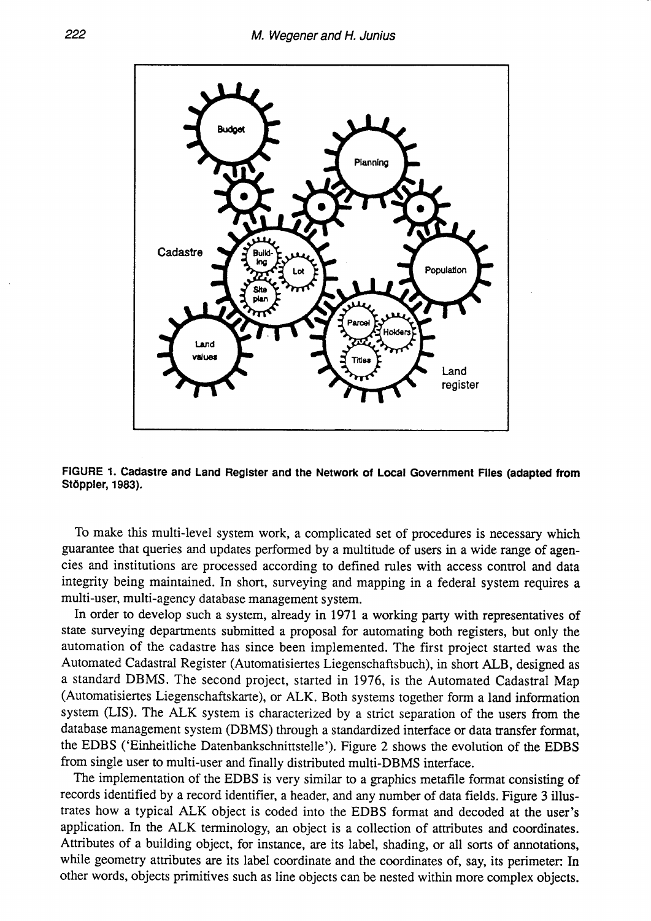**FIGURE 1. Cadastre and Land Register and the Network of Local Government Files (adapted from Stöppler, 1983).**

To make this multi-level system work, a complicated set of procedures is necessary which guarantee that queries and updates performed by a multitude of users in a wide range of agencies and institutions are processed according to defined rules with access control and data integrity being maintained. In short, surveying and mapping in a federal system requires a multi-user, multi-agency database management system.

In order to develop such a system, already in 1971 a working party with representatives of state surveying departments submitted a proposal for automating both registers, but only the automation of the cadastre has since been implemented. The first project started was the Automated Cadastral Register (Automatisiertes Liegenschaftsbuch), in short ALB, designed as a standard DBMS. The second project, started in 1976, is the Automated Cadastral Map (Automatisiertes Liegenschaftskarte), or ALK. Both systems together form a land information system (LIS). The ALK system is characterized by a strict separation of the users from the database management system (DBMS) through a standardized interface or data transfer format, the EDBS ('Einheitliche Datenbankschnittstelle'). Figure 2 shows the evolution of the EDBS from single user to multi-user and finally distributed multi-DBMS interface.

The implementation of the EDBS is very similar to a graphics metafile format consisting of records identified by a record identifier, a header, and any number of data fields. Figure 3 illustrates how a typical ALK object is coded into the EDBS format and decoded at the user's application. In the ALK terminology, an object is a collection of attributes and coordinates. Attributes of a building object, for instance, are its label, shading, or all sorts of annotations, while geometry attributes are its label coordinate and the coordinates of, say, its perimeter: In other words, objects primitives such as line objects can be nested within more complex objects.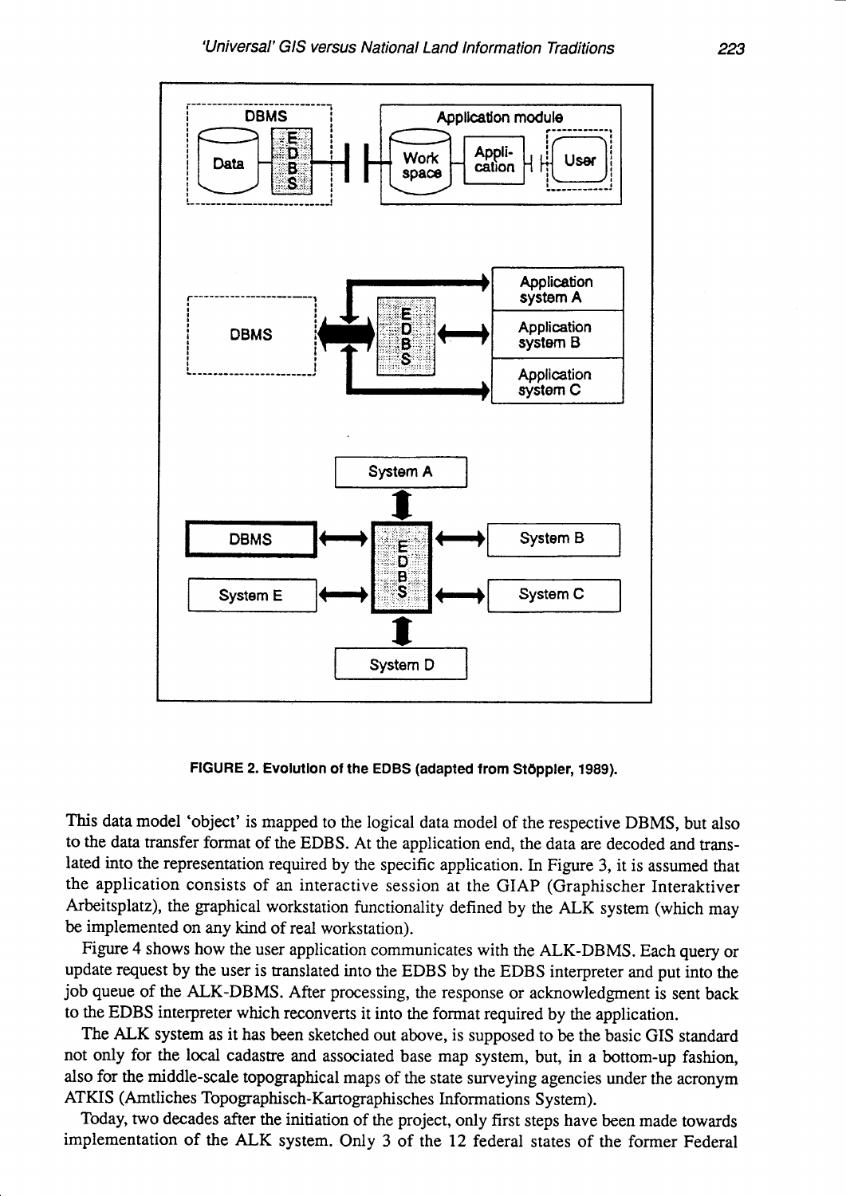FIGURE 2. Evolution of the EDBS (adapted from Stöppler, 1989).

This data model 'object' is mapped to the logical data model of the respective DBMS, but also to the data transfer format of the EDBS. At the application end, the data are decoded and translated into the representation required by the specific application. In Figure 3, it is assumed that the application consists of an interactive session at the GIAP (Graphischer Interaktiver Arbeitsplatz), the graphical workstation functionality defined by the ALK system (which may be implemented on any kind of real workstation).

Figure 4 shows how the user application communicates with the ALK-DBMS. Each query or update request by the user is translated into the EDBS by the EDBS interpreter and put into the job queue of the ALK-DBMS. After processing, the response or acknowledgment is sent back to the EDBS interpreter which reconverts it into the format required by the application.

The ALK system as it has been sketched out above, is supposed to be the basic GIS standard not only for the local cadastre and associated base map system, but, in a bottom-up fashion, also for the middle-scale topographical maps of the state surveying agencies under the acronym ATKIS (Amtliches Topographisch-Kartographisches Informations System).

Today, two decades after the initiation of the project, only first steps have been made towards implementation of the ALK system. Only 3 of the 12 federal states of the former Federal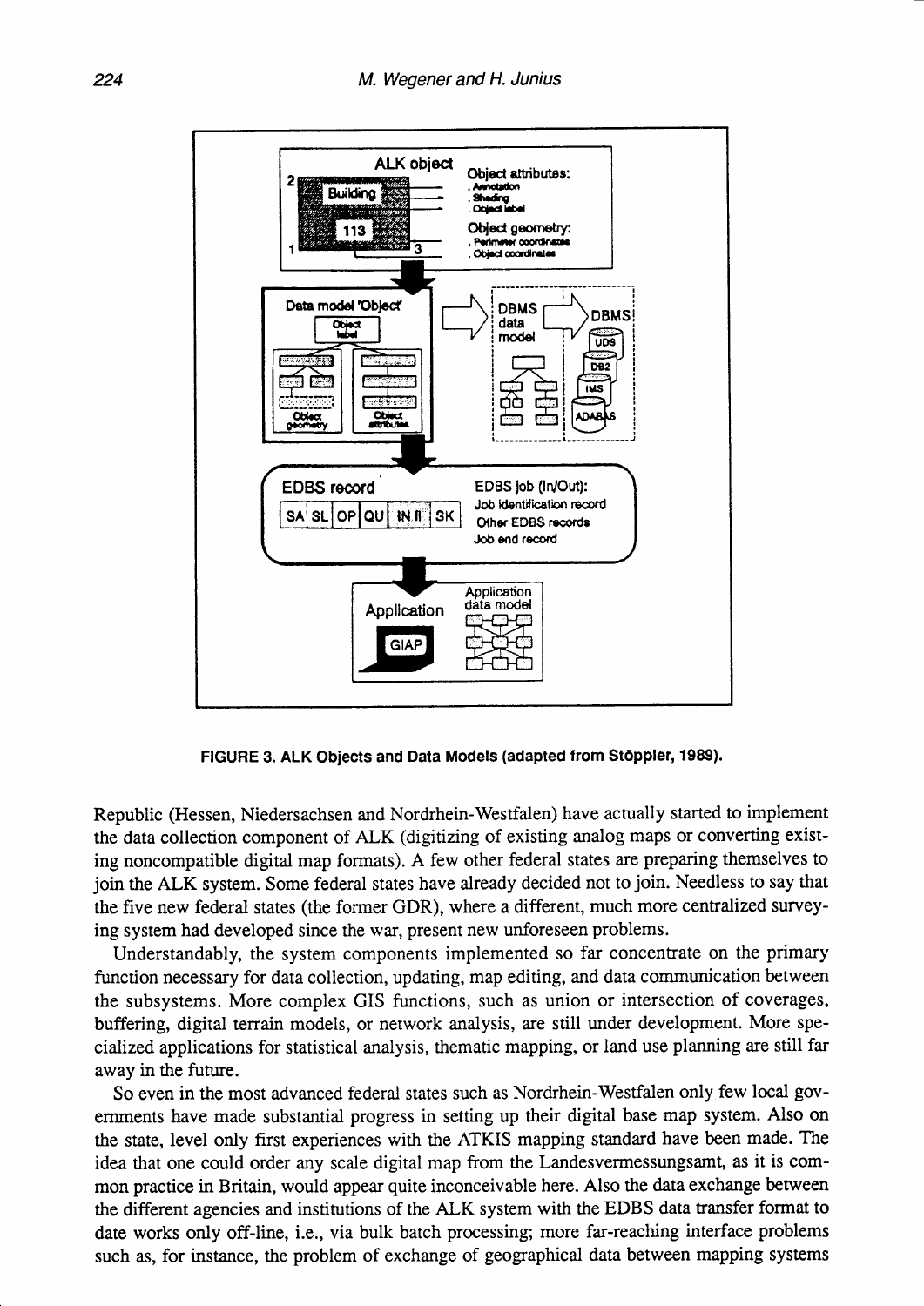FIGURE 3. ALK Objects and Data Models (adapted from Stöppler, 1989).

Republic (Hessen, Niedersachsen and Nordrhein-Westfalen) have actually started to implement the data collection component of ALK (digitizing of existing analog maps or converting existing noncompatible digital map formats). A few other federal states are preparing themselves to join the ALK system. Some federal states have already decided not to join. Needless to say that the five new federal states (the former GDR), where a different, much more centralized surveying system had developed since the war, present new unforeseen problems.

Understandably, the system components implemented so far concentrate on the primary function necessary for data collection, updating, map editing, and data communication between the subsystems. More complex GIS functions, such as union or intersection of coverages, buffering, digital terrain models, or network analysis, are still under development. More specialized applications for statistical analysis, thematic mapping, or land use planning are still far away in the future.

So even in the most advanced federal states such as Nordrhein-Westfalen only few local governments have made substantial progress in setting up their digital base map system. Also on the state, level only first experiences with the ATKIS mapping standard have been made. The idea that one could order any scale digital map from the Landesvermessungsamt, as it is common practice in Britain, would appear quite inconceivable here. Also the data exchange between the different agencies and institutions of the ALK system with the EDBS data transfer format to date works only off-line, i.e., via bulk batch processing; more far-reaching interface problems such as, for instance, the problem of exchange of geographical data between mapping systems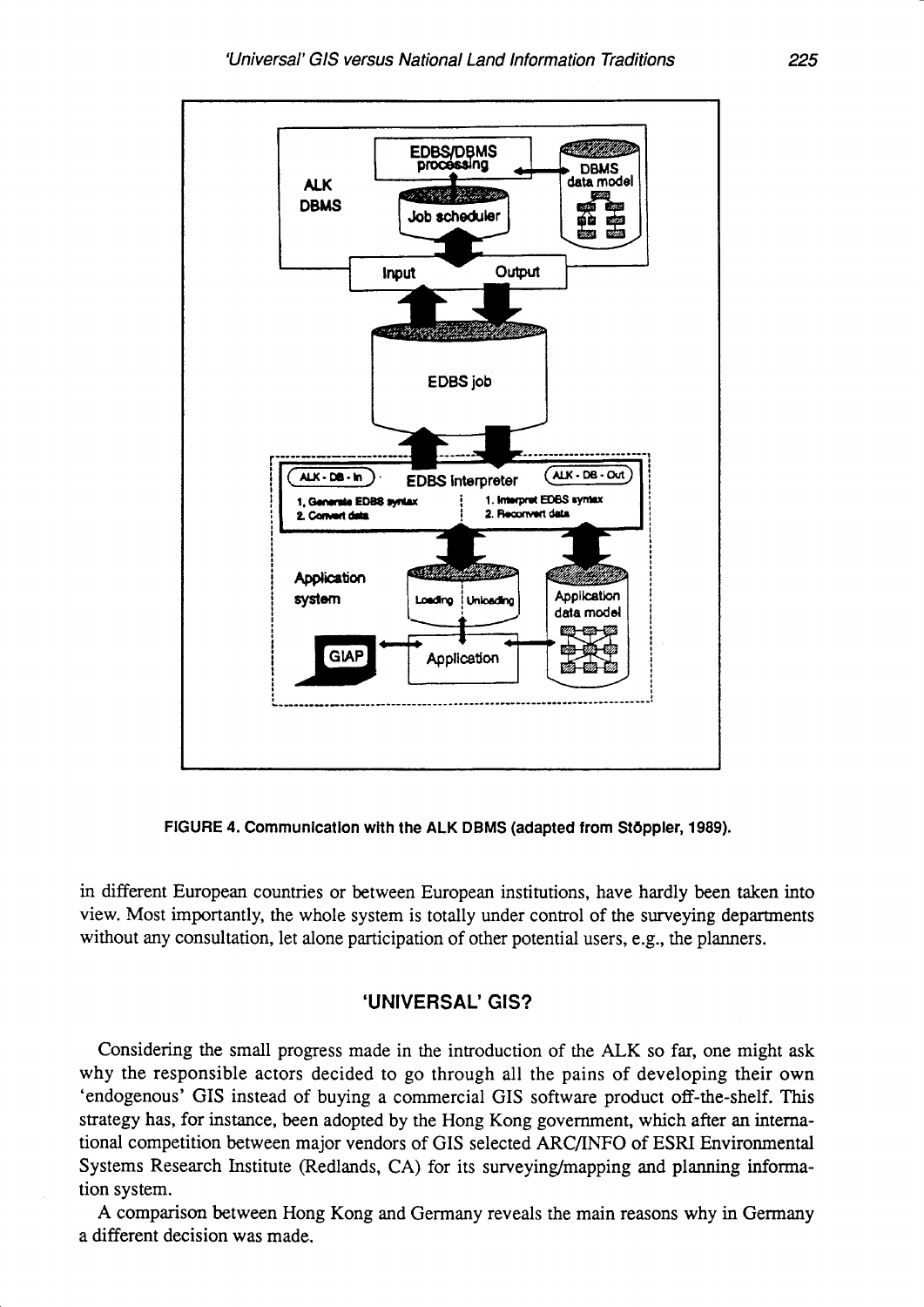FIGURE 4. Communication with the ALK DBMS (adapted from Stöppler, 1989).

in different European countries or between European institutions, have hardly been taken into view. Most importantly, the whole system is totally under control of the surveying departments without any consultation, let alone participation of other potential users, e.g., the planners.

## 'UNIVERSAL' GIS?

Considering the small progress made in the introduction of the ALK so far, one might ask why the responsible actors decided to go through all the pains of developing their own 'endogenous' GIS instead of buying a commercial GIS software product off-the-shelf. This strategy has, for instance, been adopted by the Hong Kong government, which after an international competition between major vendors of GIS selected ARC/INFO of ESRI Environmental Systems Research Institute (Redlands, CA) for its surveying/mapping and planning information system.

A comparison between Hong Kong and Germany reveals the main reasons why in Germany a different decision was made.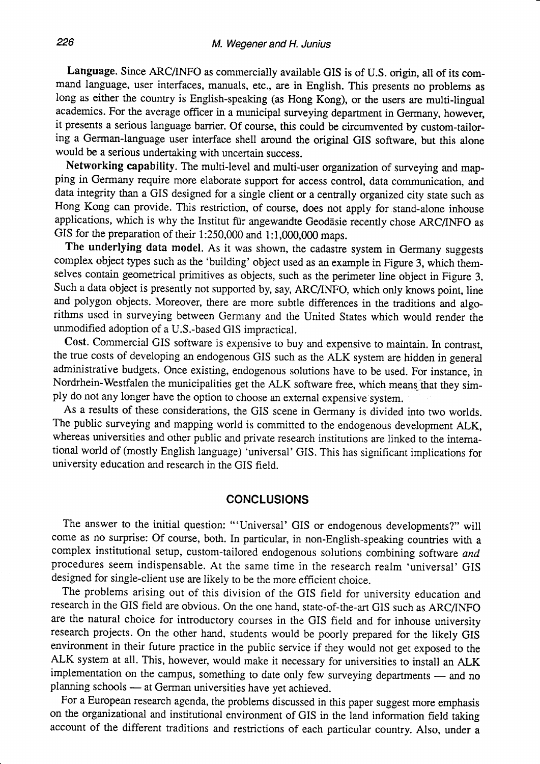**Language.** Since ARC/INFO as commercially available GIS is of U.S. origin, all of its command language, user interfaces, manuals, etc., are in English. This presents no problems as long as either the country is English-speaking (as Hong Kong), or the users are multi-lingual academics. For the average officer in a municipal surveying department in Germany, however, it presents a serious language barrier. Of course, this could be circumvented by custom-tailoring a German-language user interface shell around the original GIS software, but this alone would be a serious undertaking with uncertain success.

**Networking capability.** The multi-level and multi-user organization of surveying and mapping in Germany require more elaborate support for access control, data communication, and data integrity than a GIS designed for a single client or a centrally organized city state such as Hong Kong can provide. This restriction, of course, does not apply for stand-alone inhouse applications, which is why the Institut für angewandte Geodäsie recently chose ARC/INFO as GIS for the preparation of their 1:250,000 and 1:1,000,000 maps.

**The underlying data model.** As it was shown, the cadastre system in Germany suggests complex object types such as the 'building' object used as an example in Figure 3, which themselves contain geometrical primitives as objects, such as the perimeter line object in Figure 3. Such a data object is presently not supported by, say, ARC/INFO, which only knows point, line and polygon objects. Moreover, there are more subtle differences in the traditions and algorithms used in surveying between Germany and the United States which would render the unmodified adoption of a U.S.-based GIS impractical.

**Cost.** Commercial GIS software is expensive to buy and expensive to maintain. In contrast, the true costs of developing an endogenous GIS such as the ALK system are hidden in general administrative budgets. Once existing, endogenous solutions have to be used. For instance, in Nordrhein-Westfalen the municipalities get the ALK software free, which means that they simply do not any longer have the option to choose an external expensive system.

As a results of these considerations, the GIS scene in Germany is divided into two worlds. The public surveying and mapping world is committed to the endogenous development ALK, whereas universities and other public and private research institutions are linked to the international world of (mostly English language) 'universal' GIS. This has significant implications for university education and research in the GIS field.

## CONCLUSIONS

The answer to the initial question: "'Universal' GIS or endogenous developments?" will come as no surprise: Of course, both. In particular, in non-English-speaking countries with a complex institutional setup, custom-tailored endogenous solutions combining software *and* procedures seem indispensable. At the same time in the research realm 'universal' GIS designed for single-client use are likely to be the more efficient choice.

The problems arising out of this division of the GIS field for university education and research in the GIS field are obvious. On the one hand, state-of-the-art GIS such as ARC/INFO are the natural choice for introductory courses in the GIS field and for inhouse university research projects. On the other hand, students would be poorly prepared for the likely GIS environment in their future practice in the public service if they would not get exposed to the ALK system at all. This, however, would make it necessary for universities to install an ALK implementation on the campus, something to date only few surveying departments — and no planning schools — at German universities have yet achieved.

For a European research agenda, the problems discussed in this paper suggest more emphasis on the organizational and institutional environment of GIS in the land information field taking account of the different traditions and restrictions of each particular country. Also, under a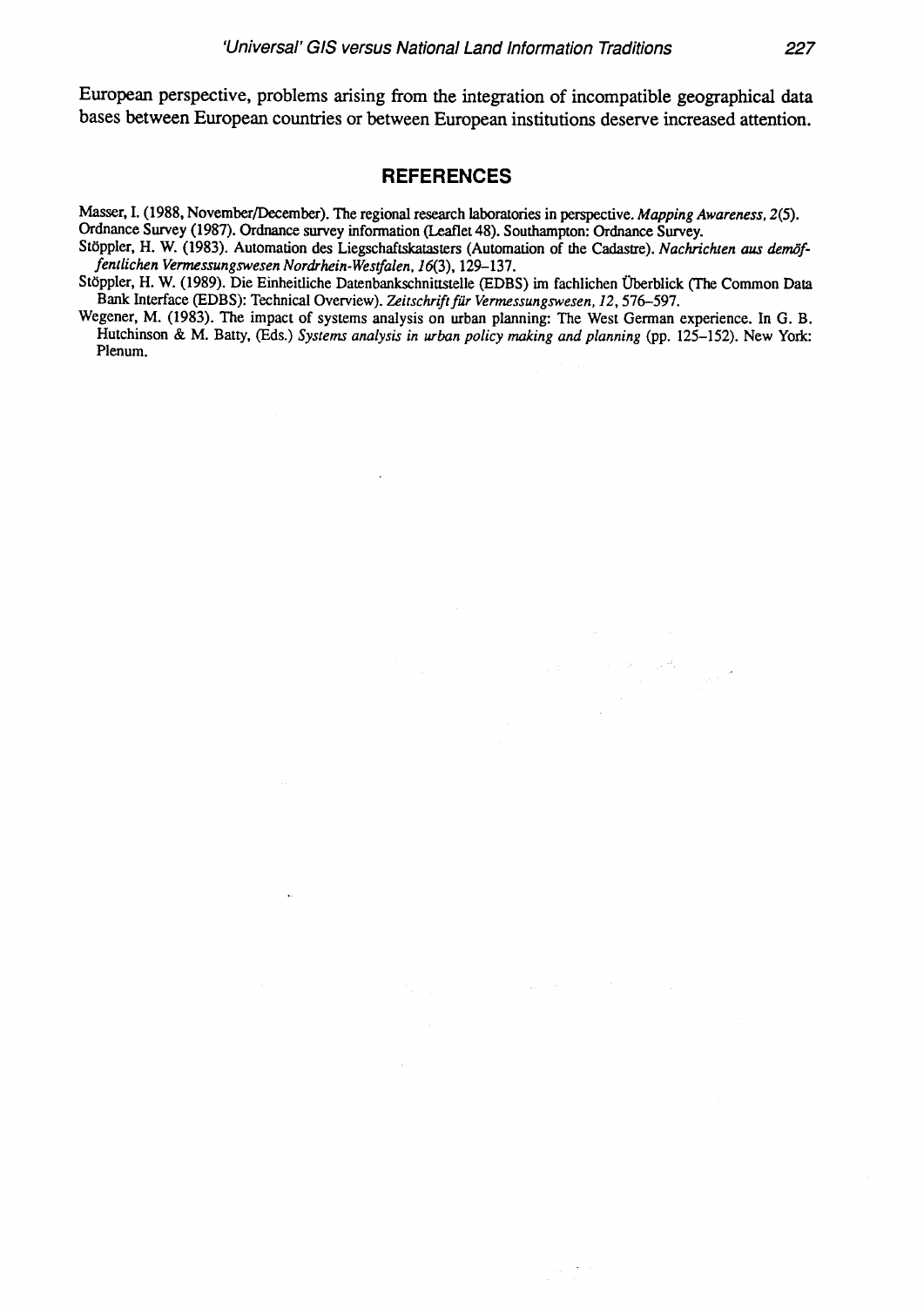European perspective, problems arising from the integration of incompatible geographical data bases between European countries or between European institutions deserve increased attention.

## REFERENCES

Masser, I. (1988, November/December). The regional research laboratories in perspective. *Mapping Awareness, 2*(5).

Ordnance Survey (1987). Ordnance survey information (Leaflet 48). Southampton: Ordnance Survey.

Stöppler, H. W. (1983). Automation des Liegschaftskatasters (Automation of the Cadastre). *Nachrichten aus demöffentlichen Vermessungswesen Nordrhein-Westfalen, 16*(3), 129–137.

Stöppler, H. W. (1989). Die Einheitliche Datenbankschnittstelle (EDBS) im fachlichen Überblick (The Common Data Bank Interface (EDBS): Technical Overview). *Zeitschrift für Vermessungswesen, 12*, 576–597.

Wegener, M. (1983). The impact of systems analysis on urban planning: The West German experience. In G. B. Hutchinson & M. Batty, (Eds.) *Systems analysis in urban policy making and planning* (pp. 125–152). New York: Plenum.